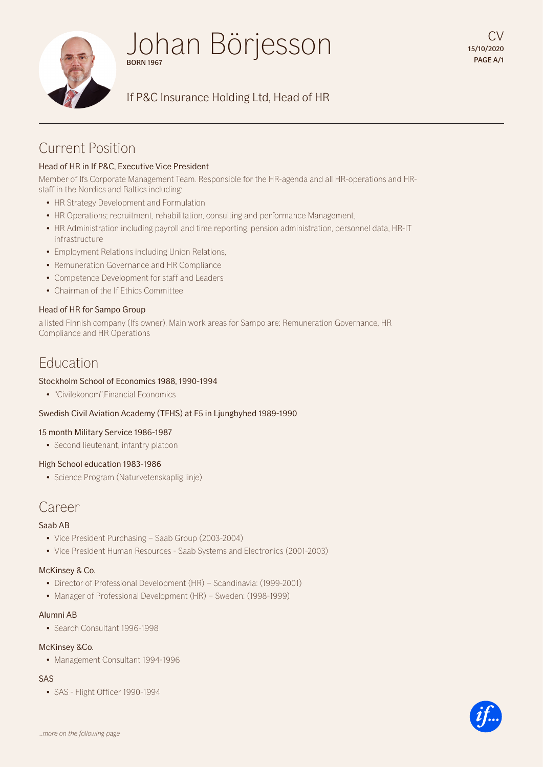# Johan Börjesson

BORN 1967

CV
15/10/2020

If P&C Insurance Holding Ltd, Head of HR

## Current Position

### Head of HR in If P&C, Executive Vice President

Member of Ifs Corporate Management Team. Responsible for the HR-agenda and all HR-operations and HR-staff in the Nordics and Baltics including:

- HR Strategy Development and Formulation
- HR Operations; recruitment, rehabilitation, consulting and performance Management,
- HR Administration including payroll and time reporting, pension administration, personnel data, HR-IT infrastructure
- Employment Relations including Union Relations,
- Remuneration Governance and HR Compliance
- Competence Development for staff and Leaders
- Chairman of the If Ethics Committee

### Head of HR for Sampo Group

a listed Finnish company (Ifs owner). Main work areas for Sampo are: Remuneration Governance, HR Compliance and HR Operations

## Education

### Stockholm School of Economics 1988, 1990-1994

- "Civilekonom",Financial Economics

### Swedish Civil Aviation Academy (TFHS) at F5 in Ljungbyhed 1989-1990

### 15 month Military Service 1986-1987

- Second lieutenant, infantry platoon

### High School education 1983-1986

- Science Program (Naturvetenskaplig linje)

## Career

### Saab AB

- Vice President Purchasing – Saab Group (2003-2004)
- Vice President Human Resources - Saab Systems and Electronics (2001-2003)

### McKinsey & Co.

- Director of Professional Development (HR) – Scandinavia: (1999-2001)
- Manager of Professional Development (HR) – Sweden: (1998-1999)

### Alumni AB

- Search Consultant 1996-1998

### McKinsey &Co.

- Management Consultant 1994-1996

### SAS

- SAS - Flight Officer 1990-1994

*...more on the following page*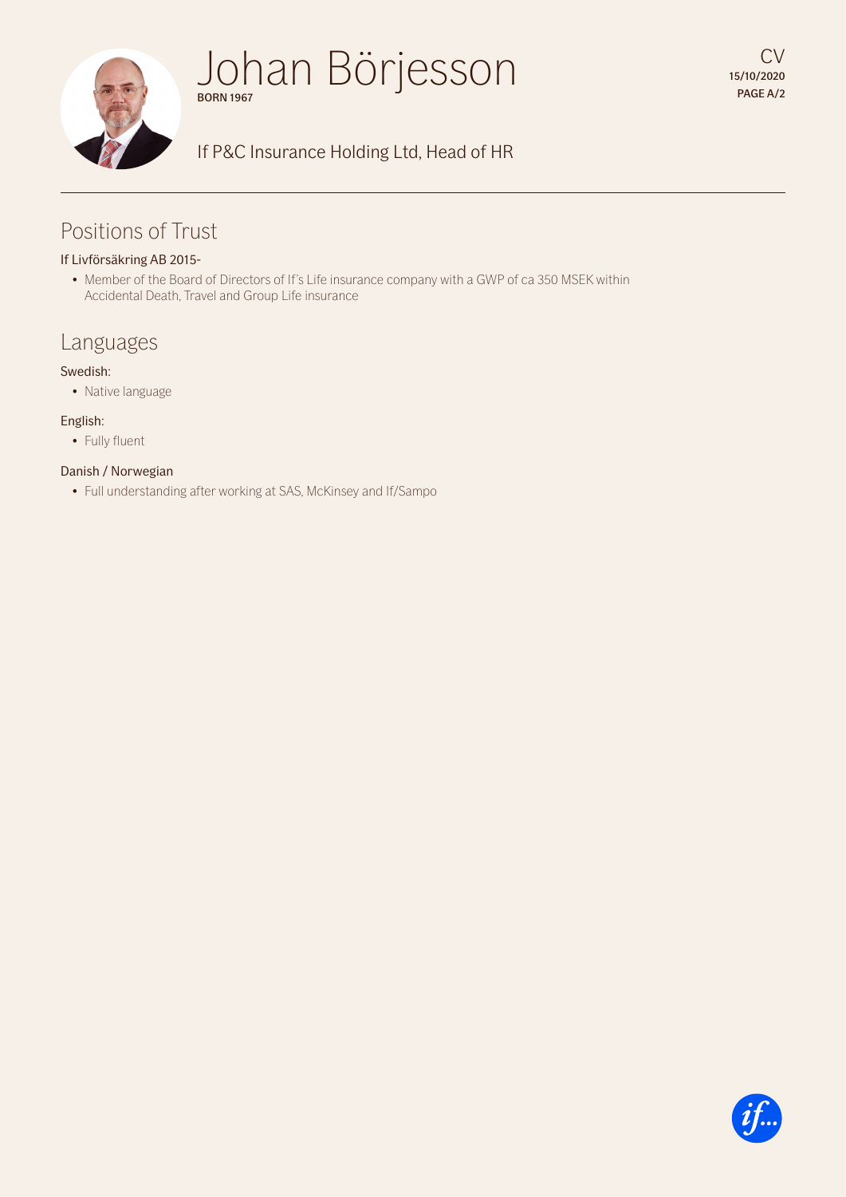# Johan Börjesson

BORN 1967

If P&C Insurance Holding Ltd, Head of HR

## Positions of Trust

### If Livförsäkring AB 2015-

- Member of the Board of Directors of If's Life insurance company with a GWP of ca 350 MSEK within Accidental Death, Travel and Group Life insurance

## Languages

### Swedish:

- Native language

### English:

- Fully fluent

### Danish / Norwegian

- Full understanding after working at SAS, McKinsey and If/Sampo